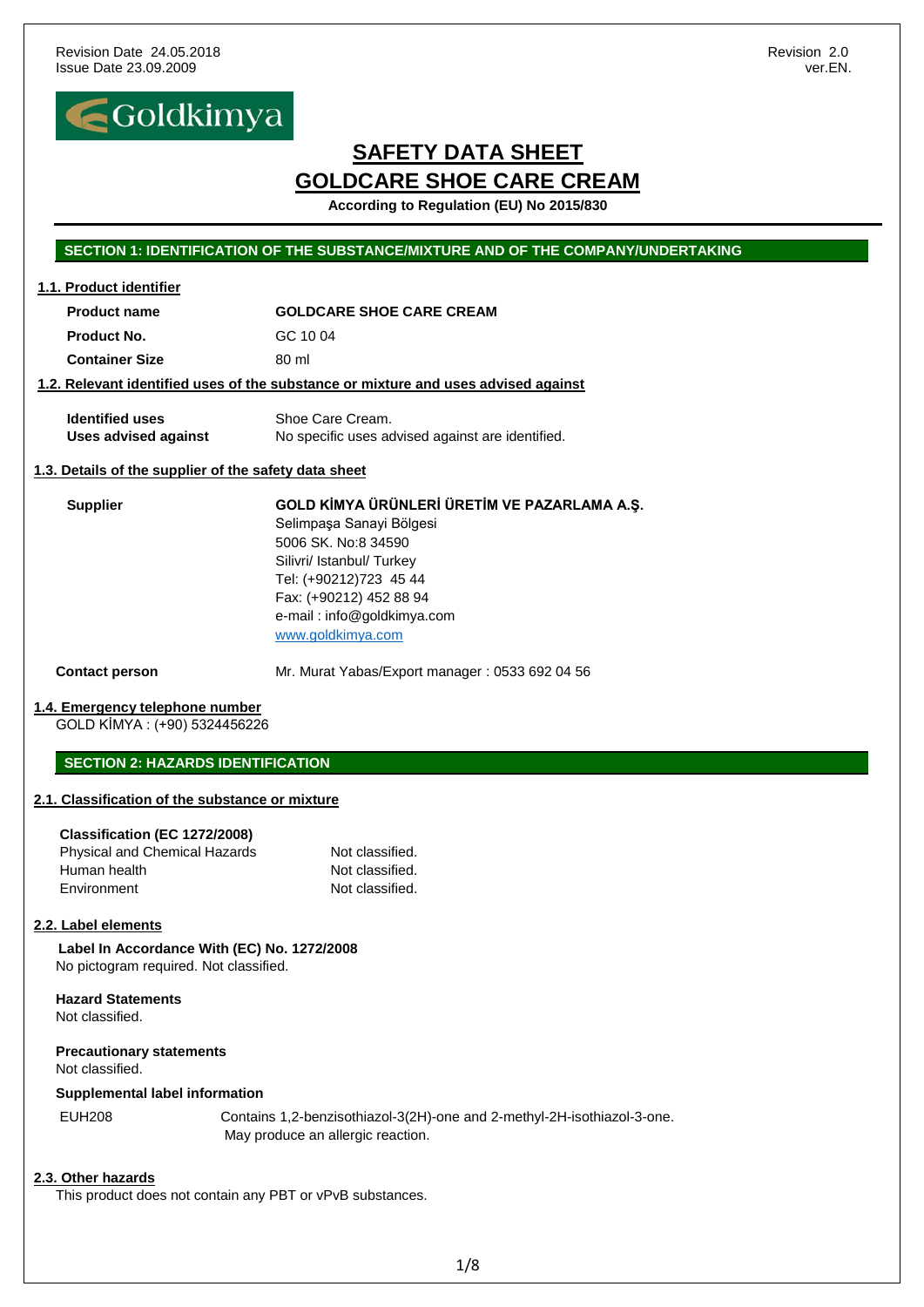Revision Date 24.05.2018
Issue Date 23.09.2009

Revision 2.0
ver.EN.

Goldkimya

# SAFETY DATA SHEET
# GOLDCARE SHOE CARE CREAM

**According to Regulation (EU) No 2015/830**

## SECTION 1: IDENTIFICATION OF THE SUBSTANCE/MIXTURE AND OF THE COMPANY/UNDERTAKING

### 1.1. Product identifier

| | |
|---|---|
| **Product name** | **GOLDCARE SHOE CARE CREAM** |
| **Product No.** | GC 10 04 |
| **Container Size** | 80 ml |

### 1.2. Relevant identified uses of the substance or mixture and uses advised against

| | |
|---|---|
| **Identified uses** | Shoe Care Cream. |
| **Uses advised against** | No specific uses advised against are identified. |

### 1.3. Details of the supplier of the safety data sheet

**Supplier**

**GOLD KİMYA ÜRÜNLERİ ÜRETİM VE PAZARLAMA A.Ş.**
Selimpaşa Sanayi Bölgesi
5006 SK. No:8 34590
Silivri/ Istanbul/ Turkey
Tel: (+90212)723 45 44
Fax: (+90212) 452 88 94
e-mail : info@goldkimya.com
www.goldkimya.com

**Contact person** Mr. Murat Yabas/Export manager : 0533 692 04 56

### 1.4. Emergency telephone number

GOLD KİMYA : (+90) 5324456226

## SECTION 2: HAZARDS IDENTIFICATION

### 2.1. Classification of the substance or mixture

**Classification (EC 1272/2008)**

| | |
|---|---|
| Physical and Chemical Hazards | Not classified. |
| Human health | Not classified. |
| Environment | Not classified. |

### 2.2. Label elements

**Label In Accordance With (EC) No. 1272/2008**
No pictogram required. Not classified.

**Hazard Statements**
Not classified.

**Precautionary statements**
Not classified.

**Supplemental label information**

EUH208 Contains 1,2-benzisothiazol-3(2H)-one and 2-methyl-2H-isothiazol-3-one. May produce an allergic reaction.

### 2.3. Other hazards

This product does not contain any PBT or vPvB substances.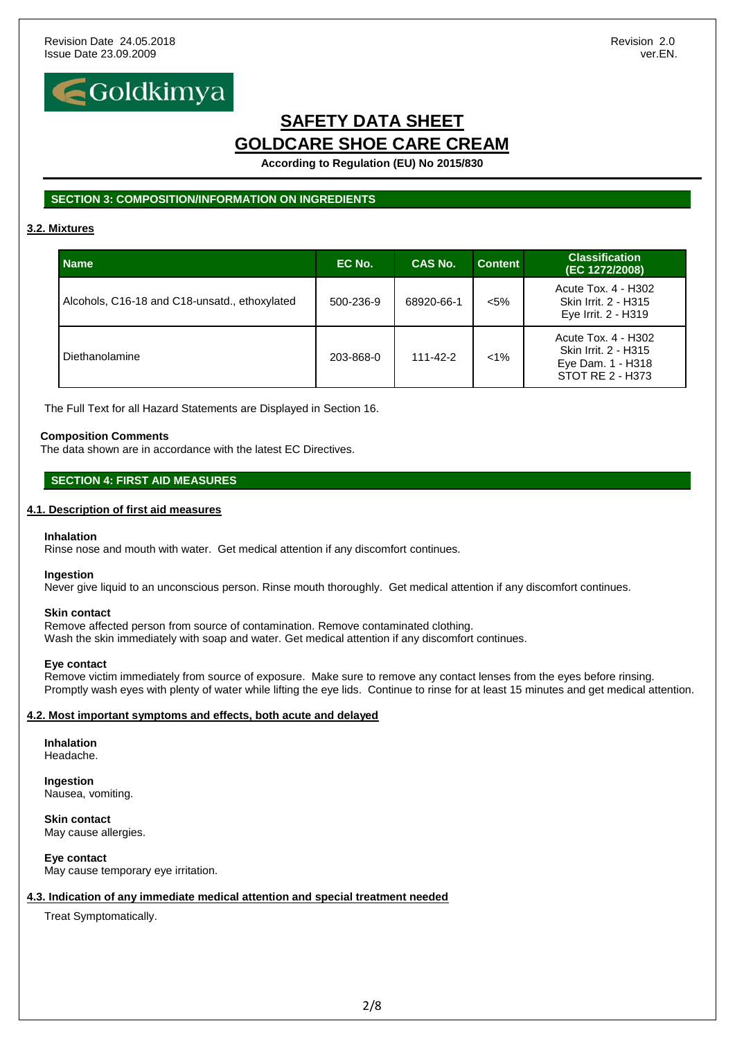## SECTION 3: COMPOSITION/INFORMATION ON INGREDIENTS

### 3.2. Mixtures

| Name | EC No. | CAS No. | Content | Classification (EC 1272/2008) |
|---|---|---|---|---|
| Alcohols, C16-18 and C18-unsatd., ethoxylated | 500-236-9 | 68920-66-1 | <5% | Acute Tox. 4 - H302<br>Skin Irrit. 2 - H315<br>Eye Irrit. 2 - H319 |
| Diethanolamine | 203-868-0 | 111-42-2 | <1% | Acute Tox. 4 - H302<br>Skin Irrit. 2 - H315<br>Eye Dam. 1 - H318<br>STOT RE 2 - H373 |

The Full Text for all Hazard Statements are Displayed in Section 16.

**Composition Comments**
The data shown are in accordance with the latest EC Directives.

## SECTION 4: FIRST AID MEASURES

### 4.1. Description of first aid measures

**Inhalation**
Rinse nose and mouth with water. Get medical attention if any discomfort continues.

**Ingestion**
Never give liquid to an unconscious person. Rinse mouth thoroughly. Get medical attention if any discomfort continues.

**Skin contact**
Remove affected person from source of contamination. Remove contaminated clothing.
Wash the skin immediately with soap and water. Get medical attention if any discomfort continues.

**Eye contact**
Remove victim immediately from source of exposure. Make sure to remove any contact lenses from the eyes before rinsing.
Promptly wash eyes with plenty of water while lifting the eye lids. Continue to rinse for at least 15 minutes and get medical attention.

### 4.2. Most important symptoms and effects, both acute and delayed

**Inhalation**
Headache.

**Ingestion**
Nausea, vomiting.

**Skin contact**
May cause allergies.

**Eye contact**
May cause temporary eye irritation.

### 4.3. Indication of any immediate medical attention and special treatment needed

Treat Symptomatically.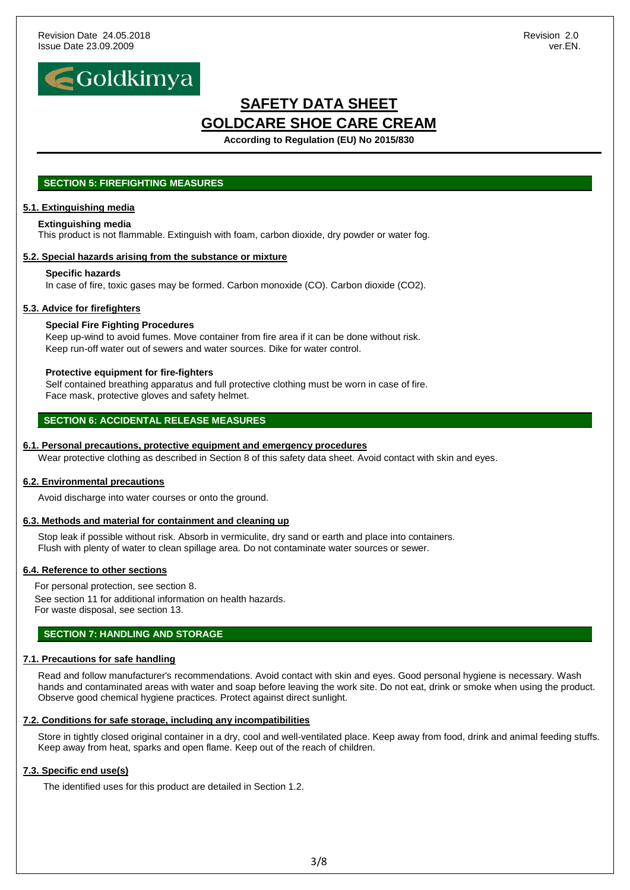## SECTION 5: FIREFIGHTING MEASURES

### 5.1. Extinguishing media

**Extinguishing media**

This product is not flammable. Extinguish with foam, carbon dioxide, dry powder or water fog.

### 5.2. Special hazards arising from the substance or mixture

**Specific hazards**

In case of fire, toxic gases may be formed. Carbon monoxide (CO). Carbon dioxide ($CO_2$).

### 5.3. Advice for firefighters

**Special Fire Fighting Procedures**

Keep up-wind to avoid fumes. Move container from fire area if it can be done without risk.
Keep run-off water out of sewers and water sources. Dike for water control.

**Protective equipment for fire-fighters**

Self contained breathing apparatus and full protective clothing must be worn in case of fire.
Face mask, protective gloves and safety helmet.

## SECTION 6: ACCIDENTAL RELEASE MEASURES

### 6.1. Personal precautions, protective equipment and emergency procedures

Wear protective clothing as described in Section 8 of this safety data sheet. Avoid contact with skin and eyes.

### 6.2. Environmental precautions

Avoid discharge into water courses or onto the ground.

### 6.3. Methods and material for containment and cleaning up

Stop leak if possible without risk. Absorb in vermiculite, dry sand or earth and place into containers.
Flush with plenty of water to clean spillage area. Do not contaminate water sources or sewer.

### 6.4. Reference to other sections

For personal protection, see section 8.
See section 11 for additional information on health hazards.
For waste disposal, see section 13.

## SECTION 7: HANDLING AND STORAGE

### 7.1. Precautions for safe handling

Read and follow manufacturer's recommendations. Avoid contact with skin and eyes. Good personal hygiene is necessary. Wash hands and contaminated areas with water and soap before leaving the work site. Do not eat, drink or smoke when using the product. Observe good chemical hygiene practices. Protect against direct sunlight.

### 7.2. Conditions for safe storage, including any incompatibilities

Store in tightly closed original container in a dry, cool and well-ventilated place. Keep away from food, drink and animal feeding stuffs. Keep away from heat, sparks and open flame. Keep out of the reach of children.

### 7.3. Specific end use(s)

The identified uses for this product are detailed in Section 1.2.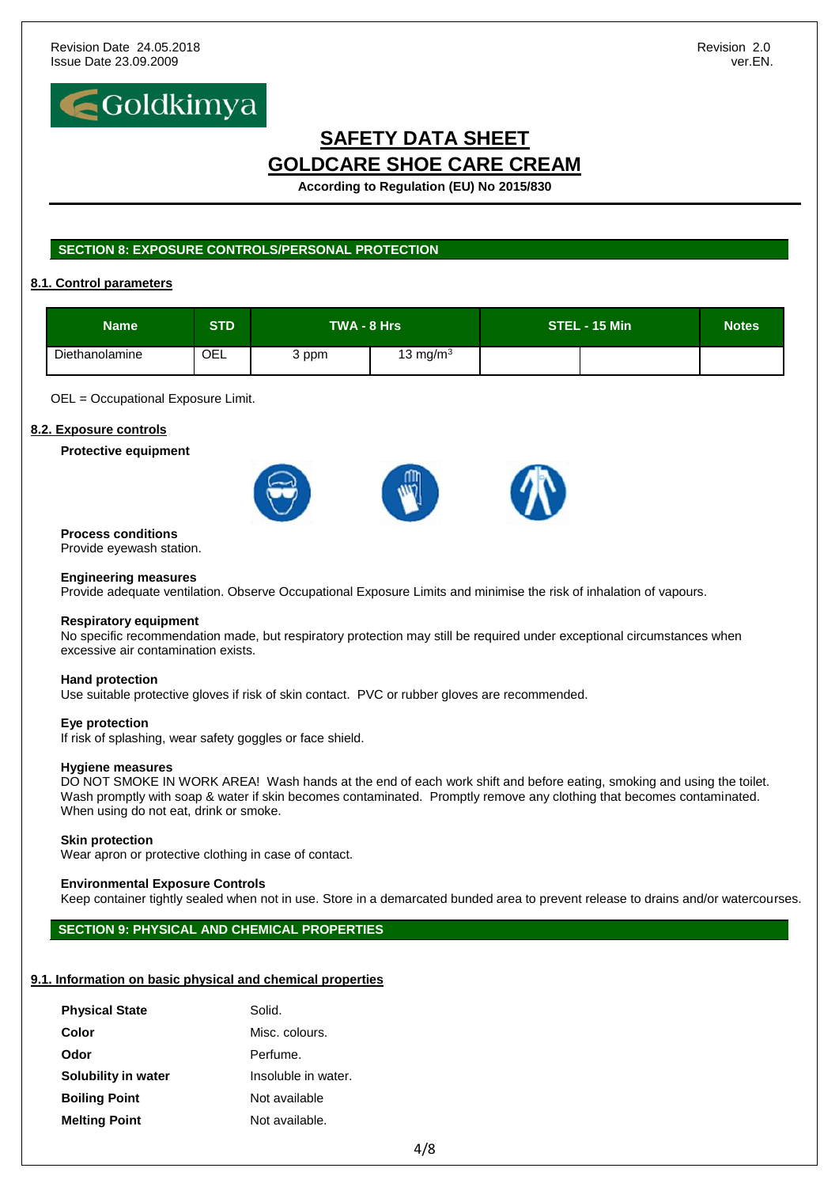# SAFETY DATA SHEET
# GOLDCARE SHOE CARE CREAM

**According to Regulation (EU) No 2015/830**

## SECTION 8: EXPOSURE CONTROLS/PERSONAL PROTECTION

### 8.1. Control parameters

| Name | STD | TWA - 8 Hrs | | STEL - 15 Min | | Notes |
|---|---|---|---|---|---|---|
| Diethanolamine | OEL | 3 ppm | 13 mg/m$^3$ | | | |

OEL = Occupational Exposure Limit.

### 8.2. Exposure controls

**Protective equipment**

**Process conditions**
Provide eyewash station.

**Engineering measures**
Provide adequate ventilation. Observe Occupational Exposure Limits and minimise the risk of inhalation of vapours.

**Respiratory equipment**
No specific recommendation made, but respiratory protection may still be required under exceptional circumstances when excessive air contamination exists.

**Hand protection**
Use suitable protective gloves if risk of skin contact. PVC or rubber gloves are recommended.

**Eye protection**
If risk of splashing, wear safety goggles or face shield.

**Hygiene measures**
DO NOT SMOKE IN WORK AREA! Wash hands at the end of each work shift and before eating, smoking and using the toilet. Wash promptly with soap & water if skin becomes contaminated. Promptly remove any clothing that becomes contaminated. When using do not eat, drink or smoke.

**Skin protection**
Wear apron or protective clothing in case of contact.

**Environmental Exposure Controls**
Keep container tightly sealed when not in use. Store in a demarcated bunded area to prevent release to drains and/or watercourses.

## SECTION 9: PHYSICAL AND CHEMICAL PROPERTIES

### 9.1. Information on basic physical and chemical properties

| | |
|---|---|
| **Physical State** | Solid. |
| **Color** | Misc. colours. |
| **Odor** | Perfume. |
| **Solubility in water** | Insoluble in water. |
| **Boiling Point** | Not available |
| **Melting Point** | Not available. |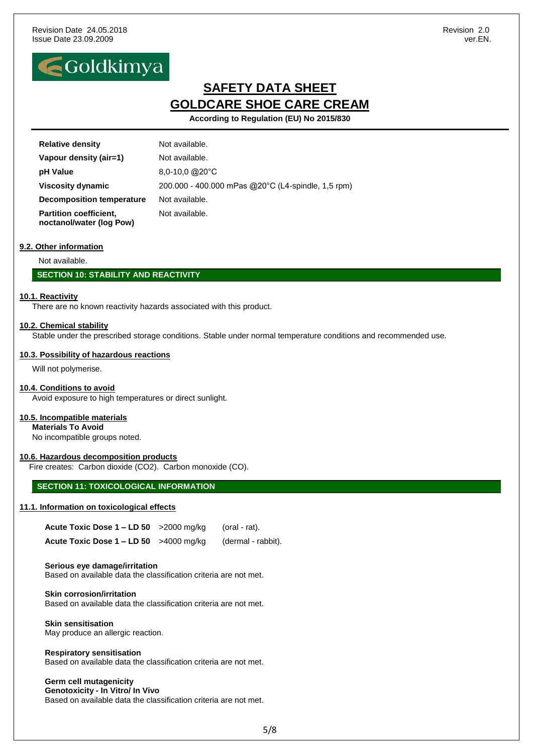| Property | Value |
|---|---|
| **Relative density** | Not available. |
| **Vapour density (air=1)** | Not available. |
| **pH Value** | 8,0-10,0 @20°C |
| **Viscosity dynamic** | 200.000 - 400.000 mPas @20°C (L4-spindle, 1,5 rpm) |
| **Decomposition temperature** | Not available. |
| **Partition coefficient, noctanol/water (log Pow)** | Not available. |

### 9.2. Other information

Not available.

## SECTION 10: STABILITY AND REACTIVITY

### 10.1. Reactivity

There are no known reactivity hazards associated with this product.

### 10.2. Chemical stability

Stable under the prescribed storage conditions. Stable under normal temperature conditions and recommended use.

### 10.3. Possibility of hazardous reactions

Will not polymerise.

### 10.4. Conditions to avoid

Avoid exposure to high temperatures or direct sunlight.

### 10.5. Incompatible materials

**Materials To Avoid**

No incompatible groups noted.

### 10.6. Hazardous decomposition products

Fire creates: Carbon dioxide ($CO_2$). Carbon monoxide (CO).

## SECTION 11: TOXICOLOGICAL INFORMATION

### 11.1. Information on toxicological effects

| Test | Value | Route |
|---|---|---|
| **Acute Toxic Dose 1 – LD 50** | >2000 mg/kg | (oral - rat). |
| **Acute Toxic Dose 1 – LD 50** | >4000 mg/kg | (dermal - rabbit). |

**Serious eye damage/irritation**
Based on available data the classification criteria are not met.

**Skin corrosion/irritation**
Based on available data the classification criteria are not met.

**Skin sensitisation**
May produce an allergic reaction.

**Respiratory sensitisation**
Based on available data the classification criteria are not met.

**Germ cell mutagenicity**
**Genotoxicity - In Vitro/ In Vivo**
Based on available data the classification criteria are not met.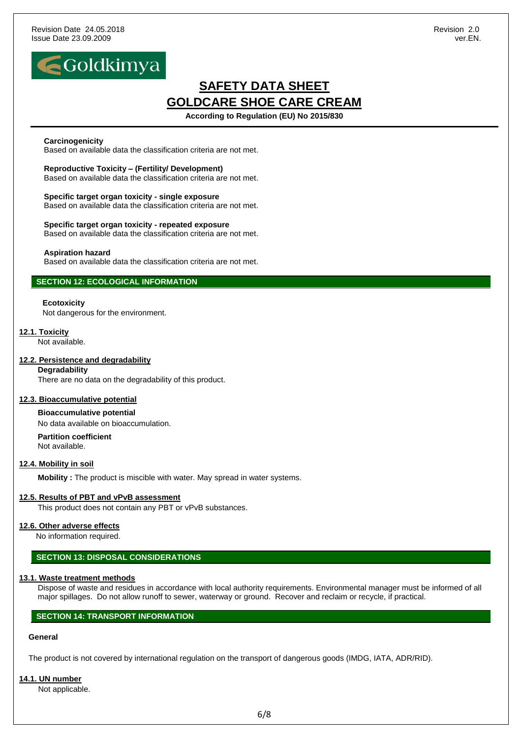**Carcinogenicity**
Based on available data the classification criteria are not met.

**Reproductive Toxicity – (Fertility/ Development)**
Based on available data the classification criteria are not met.

**Specific target organ toxicity - single exposure**
Based on available data the classification criteria are not met.

**Specific target organ toxicity - repeated exposure**
Based on available data the classification criteria are not met.

**Aspiration hazard**
Based on available data the classification criteria are not met.

## SECTION 12: ECOLOGICAL INFORMATION

**Ecotoxicity**
Not dangerous for the environment.

### 12.1. Toxicity

Not available.

### 12.2. Persistence and degradability

**Degradability**
There are no data on the degradability of this product.

### 12.3. Bioaccumulative potential

**Bioaccumulative potential**
No data available on bioaccumulation.

**Partition coefficient**
Not available.

### 12.4. Mobility in soil

**Mobility :** The product is miscible with water. May spread in water systems.

### 12.5. Results of PBT and vPvB assessment

This product does not contain any PBT or vPvB substances.

### 12.6. Other adverse effects

No information required.

## SECTION 13: DISPOSAL CONSIDERATIONS

### 13.1. Waste treatment methods

Dispose of waste and residues in accordance with local authority requirements. Environmental manager must be informed of all major spillages. Do not allow runoff to sewer, waterway or ground. Recover and reclaim or recycle, if practical.

## SECTION 14: TRANSPORT INFORMATION

**General**

The product is not covered by international regulation on the transport of dangerous goods (IMDG, IATA, ADR/RID).

### 14.1. UN number

Not applicable.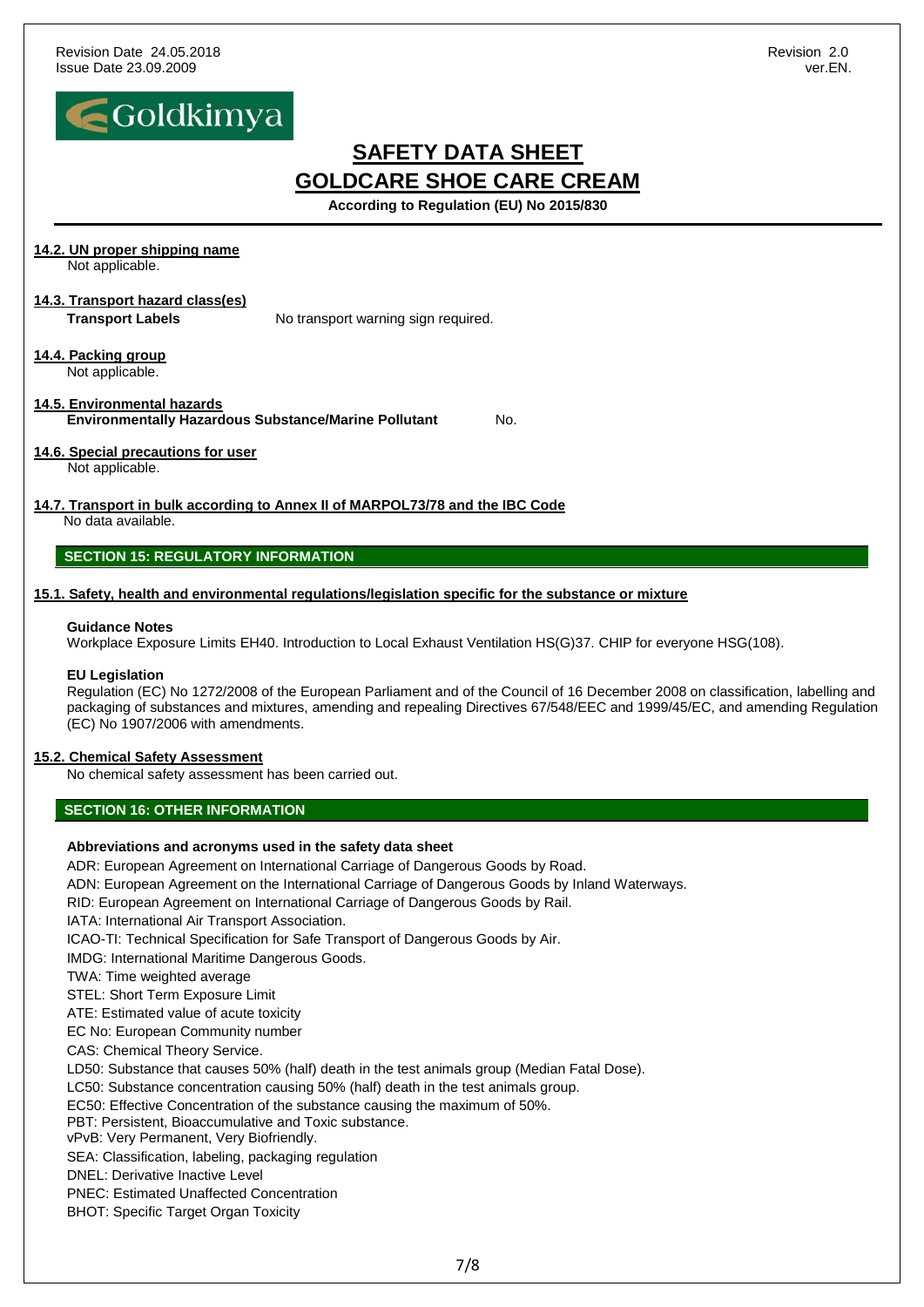#### 14.2. UN proper shipping name

Not applicable.

#### 14.3. Transport hazard class(es)

**Transport Labels** No transport warning sign required.

#### 14.4. Packing group

Not applicable.

#### 14.5. Environmental hazards

**Environmentally Hazardous Substance/Marine Pollutant** No.

#### 14.6. Special precautions for user

Not applicable.

#### 14.7. Transport in bulk according to Annex II of MARPOL73/78 and the IBC Code

No data available.

## SECTION 15: REGULATORY INFORMATION

#### 15.1. Safety, health and environmental regulations/legislation specific for the substance or mixture

**Guidance Notes**

Workplace Exposure Limits EH40. Introduction to Local Exhaust Ventilation HS(G)37. CHIP for everyone HSG(108).

**EU Legislation**

Regulation (EC) No 1272/2008 of the European Parliament and of the Council of 16 December 2008 on classification, labelling and packaging of substances and mixtures, amending and repealing Directives 67/548/EEC and 1999/45/EC, and amending Regulation (EC) No 1907/2006 with amendments.

#### 15.2. Chemical Safety Assessment

No chemical safety assessment has been carried out.

## SECTION 16: OTHER INFORMATION

**Abbreviations and acronyms used in the safety data sheet**

ADR: European Agreement on International Carriage of Dangerous Goods by Road.
ADN: European Agreement on the International Carriage of Dangerous Goods by Inland Waterways.
RID: European Agreement on International Carriage of Dangerous Goods by Rail.
IATA: International Air Transport Association.
ICAO-TI: Technical Specification for Safe Transport of Dangerous Goods by Air.
IMDG: International Maritime Dangerous Goods.
TWA: Time weighted average
STEL: Short Term Exposure Limit
ATE: Estimated value of acute toxicity
EC No: European Community number
CAS: Chemical Theory Service.
LD50: Substance that causes 50% (half) death in the test animals group (Median Fatal Dose).
LC50: Substance concentration causing 50% (half) death in the test animals group.
EC50: Effective Concentration of the substance causing the maximum of 50%.
PBT: Persistent, Bioaccumulative and Toxic substance.
vPvB: Very Permanent, Very Biofriendly.
SEA: Classification, labeling, packaging regulation
DNEL: Derivative Inactive Level
PNEC: Estimated Unaffected Concentration
BHOT: Specific Target Organ Toxicity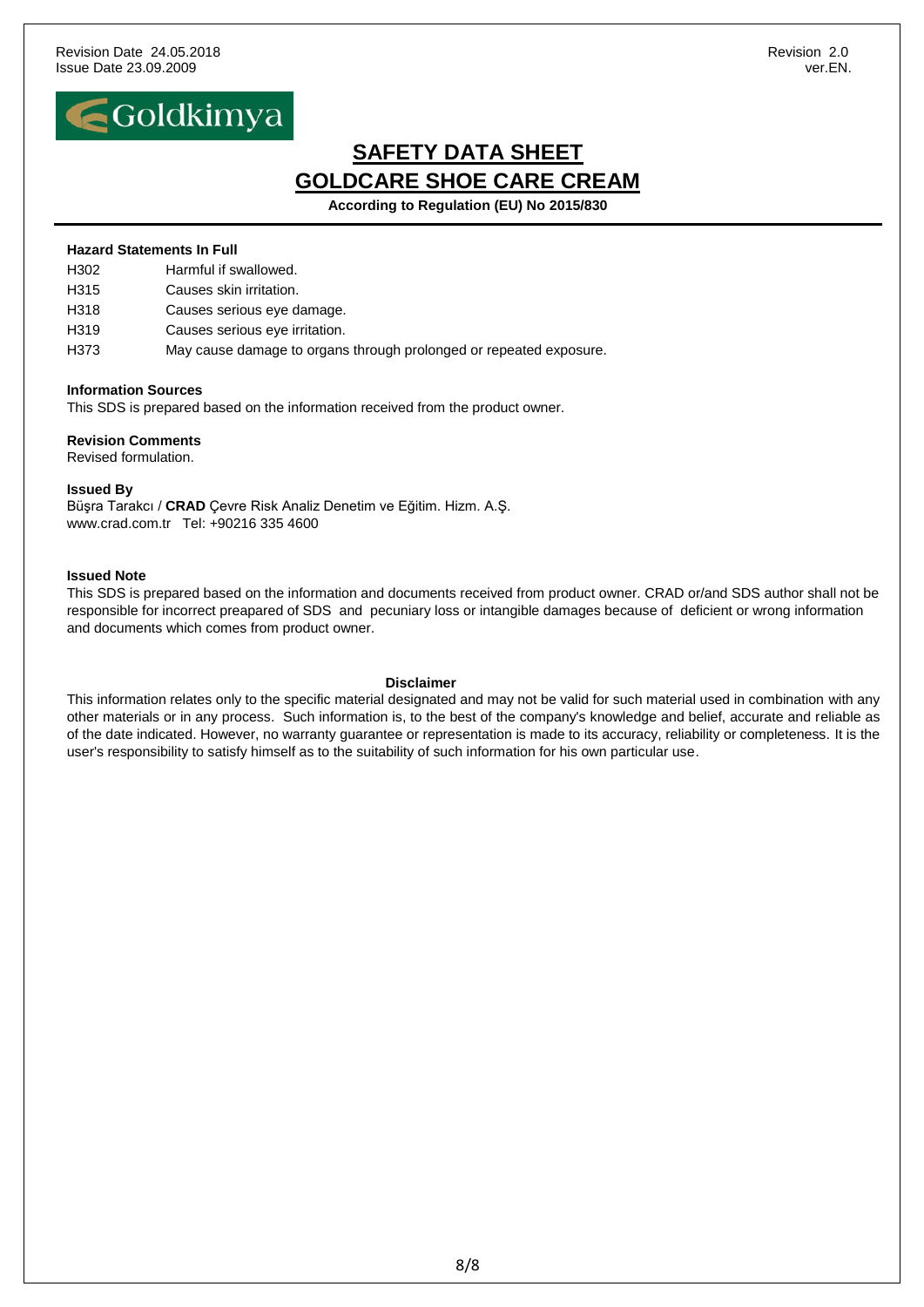**Hazard Statements In Full**

| | |
|---|---|
| H302 | Harmful if swallowed. |
| H315 | Causes skin irritation. |
| H318 | Causes serious eye damage. |
| H319 | Causes serious eye irritation. |
| H373 | May cause damage to organs through prolonged or repeated exposure. |

**Information Sources**

This SDS is prepared based on the information received from the product owner.

**Revision Comments**

Revised formulation.

**Issued By**

Büşra Tarakcı / **CRAD** Çevre Risk Analiz Denetim ve Eğitim. Hizm. A.Ş.
www.crad.com.tr Tel: +90216 335 4600

**Issued Note**

This SDS is prepared based on the information and documents received from product owner. CRAD or/and SDS author shall not be responsible for incorrect preapared of SDS and pecuniary loss or intangible damages because of deficient or wrong information and documents which comes from product owner.

**Disclaimer**

This information relates only to the specific material designated and may not be valid for such material used in combination with any other materials or in any process. Such information is, to the best of the company's knowledge and belief, accurate and reliable as of the date indicated. However, no warranty guarantee or representation is made to its accuracy, reliability or completeness. It is the user's responsibility to satisfy himself as to the suitability of such information for his own particular use.